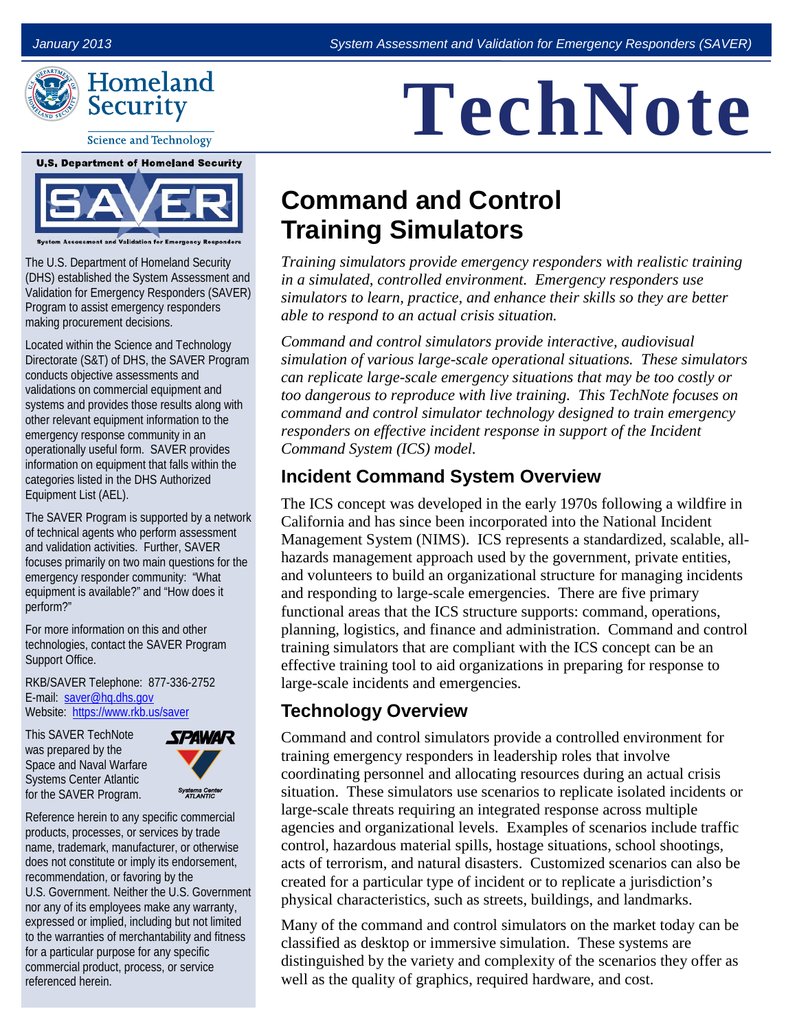# TechNote

## Command and Control Training Simulators

*Training simulators provide emergency responders with realistic training in a simulated, controlled environment. Emergency responders use simulators to learn, practice, and enhance their skills so they are better able to respond to an actual crisis situation.*

*Command and control simulators provide interactive, audiovisual simulation of various large-scale operational situations. These simulators can replicate large-scale emergency situations that may be too costly or too dangerous to reproduce with live training. This TechNote focuses on command and control simulator technology designed to train emergency responders on effective incident response in support of the Incident Command System (ICS) model.*

### Incident Command System Overview

The ICS concept was developed in the early 1970s following a wildfire in California and has since been incorporated into the National Incident Management System (NIMS). ICS represents a standardized, scalable, all-hazards management approach used by the government, private entities, and volunteers to build an organizational structure for managing incidents and responding to large-scale emergencies. There are five primary functional areas that the ICS structure supports: command, operations, planning, logistics, and finance and administration. Command and control training simulators that are compliant with the ICS concept can be an effective training tool to aid organizations in preparing for response to large-scale incidents and emergencies.

### Technology Overview

Command and control simulators provide a controlled environment for training emergency responders in leadership roles that involve coordinating personnel and allocating resources during an actual crisis situation. These simulators use scenarios to replicate isolated incidents or large-scale threats requiring an integrated response across multiple agencies and organizational levels. Examples of scenarios include traffic control, hazardous material spills, hostage situations, school shootings, acts of terrorism, and natural disasters. Customized scenarios can also be created for a particular type of incident or to replicate a jurisdiction's physical characteristics, such as streets, buildings, and landmarks.

Many of the command and control simulators on the market today can be classified as desktop or immersive simulation. These systems are distinguished by the variety and complexity of the scenarios they offer as well as the quality of graphics, required hardware, and cost.

---

The U.S. Department of Homeland Security (DHS) established the System Assessment and Validation for Emergency Responders (SAVER) Program to assist emergency responders making procurement decisions.

Located within the Science and Technology Directorate (S&T) of DHS, the SAVER Program conducts objective assessments and validations on commercial equipment and systems and provides those results along with other relevant equipment information to the emergency response community in an operationally useful form. SAVER provides information on equipment that falls within the categories listed in the DHS Authorized Equipment List (AEL).

The SAVER Program is supported by a network of technical agents who perform assessment and validation activities. Further, SAVER focuses primarily on two main questions for the emergency responder community: "What equipment is available?" and "How does it perform?"

For more information on this and other technologies, contact the SAVER Program Support Office.

RKB/SAVER Telephone: 877-336-2752
E-mail: saver@hq.dhs.gov
Website: https://www.rkb.us/saver

This SAVER TechNote was prepared by the Space and Naval Warfare Systems Center Atlantic for the SAVER Program.

Reference herein to any specific commercial products, processes, or services by trade name, trademark, manufacturer, or otherwise does not constitute or imply its endorsement, recommendation, or favoring by the U.S. Government. Neither the U.S. Government nor any of its employees make any warranty, expressed or implied, including but not limited to the warranties of merchantability and fitness for a particular purpose for any specific commercial product, process, or service referenced herein.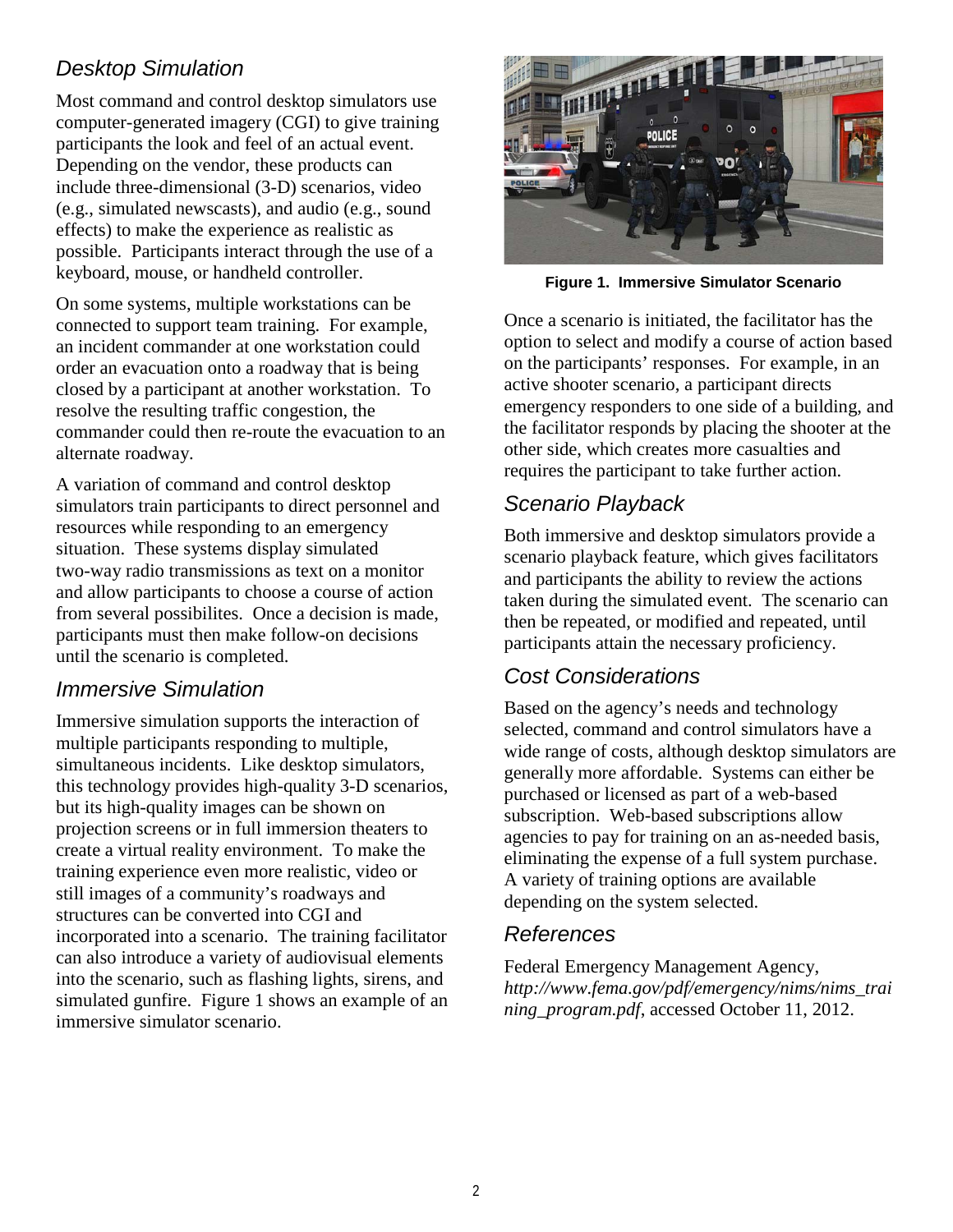## *Desktop Simulation*

Most command and control desktop simulators use computer-generated imagery (CGI) to give training participants the look and feel of an actual event. Depending on the vendor, these products can include three-dimensional (3-D) scenarios, video (e.g., simulated newscasts), and audio (e.g., sound effects) to make the experience as realistic as possible. Participants interact through the use of a keyboard, mouse, or handheld controller.

On some systems, multiple workstations can be connected to support team training. For example, an incident commander at one workstation could order an evacuation onto a roadway that is being closed by a participant at another workstation. To resolve the resulting traffic congestion, the commander could then re-route the evacuation to an alternate roadway.

A variation of command and control desktop simulators train participants to direct personnel and resources while responding to an emergency situation. These systems display simulated two-way radio transmissions as text on a monitor and allow participants to choose a course of action from several possibilites. Once a decision is made, participants must then make follow-on decisions until the scenario is completed.

## *Immersive Simulation*

Immersive simulation supports the interaction of multiple participants responding to multiple, simultaneous incidents. Like desktop simulators, this technology provides high-quality 3-D scenarios, but its high-quality images can be shown on projection screens or in full immersion theaters to create a virtual reality environment. To make the training experience even more realistic, video or still images of a community's roadways and structures can be converted into CGI and incorporated into a scenario. The training facilitator can also introduce a variety of audiovisual elements into the scenario, such as flashing lights, sirens, and simulated gunfire. Figure 1 shows an example of an immersive simulator scenario.

**Figure 1. Immersive Simulator Scenario**

Once a scenario is initiated, the facilitator has the option to select and modify a course of action based on the participants' responses. For example, in an active shooter scenario, a participant directs emergency responders to one side of a building, and the facilitator responds by placing the shooter at the other side, which creates more casualties and requires the participant to take further action.

## *Scenario Playback*

Both immersive and desktop simulators provide a scenario playback feature, which gives facilitators and participants the ability to review the actions taken during the simulated event. The scenario can then be repeated, or modified and repeated, until participants attain the necessary proficiency.

## *Cost Considerations*

Based on the agency's needs and technology selected, command and control simulators have a wide range of costs, although desktop simulators are generally more affordable. Systems can either be purchased or licensed as part of a web-based subscription. Web-based subscriptions allow agencies to pay for training on an as-needed basis, eliminating the expense of a full system purchase. A variety of training options are available depending on the system selected.

## *References*

Federal Emergency Management Agency, *http://www.fema.gov/pdf/emergency/nims/nims_training_program.pdf*, accessed October 11, 2012.